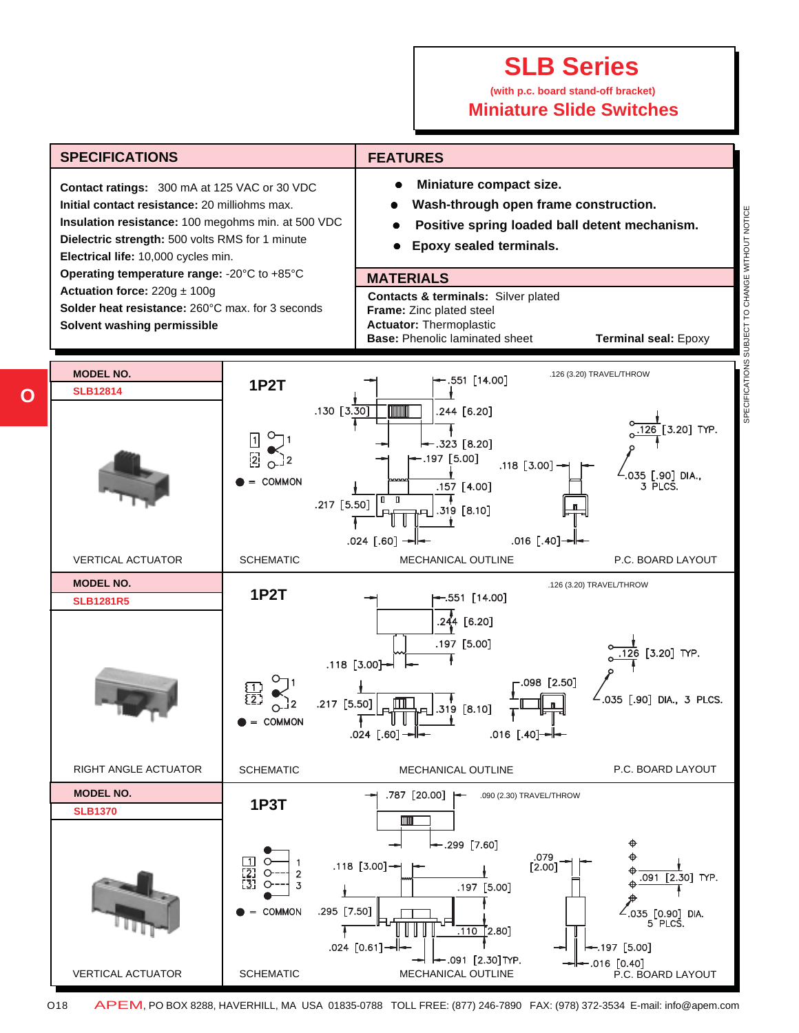# SLB Series

**(with p.c. board stand-off bracket)**

## Miniature Slide Switches

## SPECIFICATIONS

**Contact ratings:** 300 mA at 125 VAC or 30 VDC
**Initial contact resistance:** 20 milliohms max.
**Insulation resistance:** 100 megohms min. at 500 VDC
**Dielectric strength:** 500 volts RMS for 1 minute
**Electrical life:** 10,000 cycles min.
**Operating temperature range:** -20°C to +85°C
**Actuation force:** 220g ± 100g
**Solder heat resistance:** 260°C max. for 3 seconds
**Solvent washing permissible**

## FEATURES

- **Miniature compact size.**
- **Wash-through open frame construction.**
- **Positive spring loaded ball detent mechanism.**
- **Epoxy sealed terminals.**

## MATERIALS

**Contacts & terminals:** Silver plated
**Frame:** Zinc plated steel
**Actuator:** Thermoplastic
**Base:** Phenolic laminated sheet
**Terminal seal:** Epoxy

---

**MODEL NO.**
**SLB12814**

**1P2T**

.126 (3.20) TRAVEL/THROW

Schematic: 1, 2; ● = COMMON

Mechanical outline: .551 [14.00]; .130 [3.30]; .244 [6.20]; .323 [8.20]; .197 [5.00]; .118 [3.00]; .157 [4.00]; .217 [5.50]; .319 [8.10]; .024 [.60]; .016 [.40]

P.C. board layout: .126 [3.20] TYP.; .035 [.90] DIA., 3 PLCS.

VERTICAL ACTUATOR | SCHEMATIC | MECHANICAL OUTLINE | P.C. BOARD LAYOUT

---

**MODEL NO.**
**SLB1281R5**

**1P2T**

.126 (3.20) TRAVEL/THROW

Schematic: 1, 2; ● = COMMON

Mechanical outline: .551 [14.00]; .244 [6.20]; .197 [5.00]; .118 [3.00]; .098 [2.50]; .217 [5.50]; .319 [8.10]; .024 [.60]; .016 [.40]

P.C. board layout: .126 [3.20] TYP.; .035 [.90] DIA., 3 PLCS.

RIGHT ANGLE ACTUATOR | SCHEMATIC | MECHANICAL OUTLINE | P.C. BOARD LAYOUT

---

**MODEL NO.**
**SLB1370**

**1P3T**

.090 (2.30) TRAVEL/THROW

Schematic: 1, 2, 3; ● = COMMON

Mechanical outline: .787 [20.00]; .299 [7.60]; .079 [2.00]; .118 [3.00]; .197 [5.00]; .295 [7.50]; .110 [2.80]; .024 [0.61]; .091 [2.30] TYP.; .197 [5.00]; .016 [0.40]

P.C. board layout: .091 [2.30] TYP.; .035 [0.90] DIA. 5 PLCS.

VERTICAL ACTUATOR | SCHEMATIC | MECHANICAL OUTLINE | P.C. BOARD LAYOUT

SPECIFICATIONS SUBJECT TO CHANGE WITHOUT NOTICE

APEM, PO BOX 8288, HAVERHILL, MA USA 01835-0788 TOLL FREE: (877) 246-7890 FAX: (978) 372-3534 E-mail: info@apem.com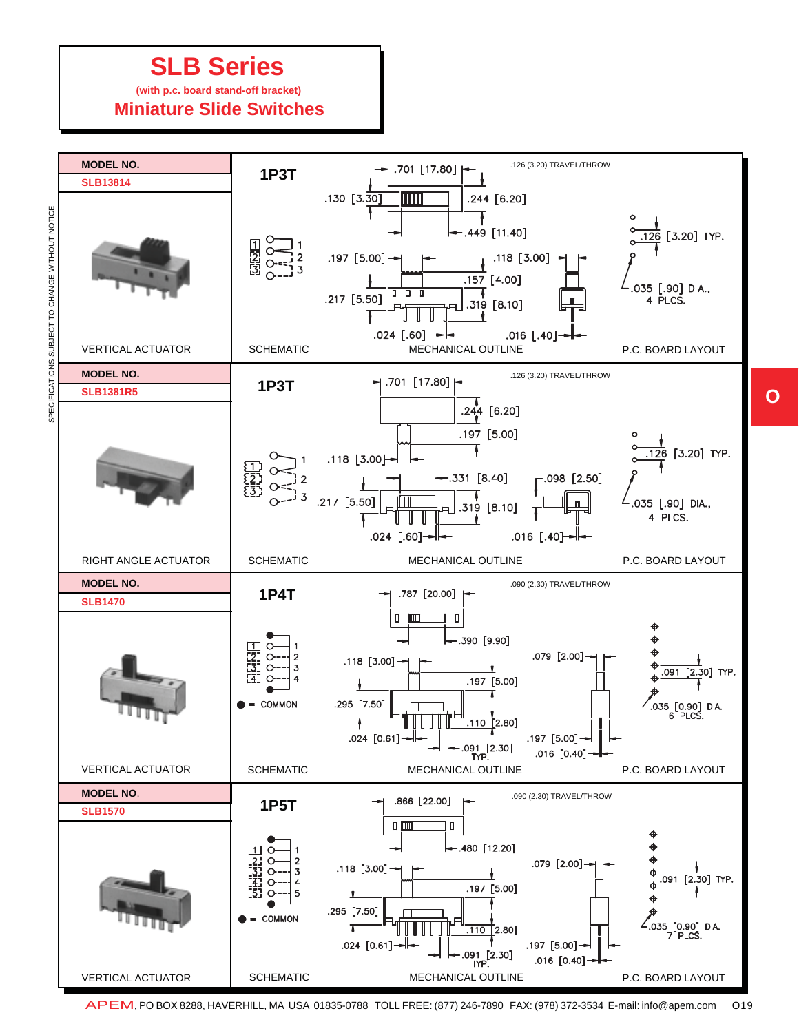# SLB Series

(with p.c. board stand-off bracket)

## Miniature Slide Switches

SPECIFICATIONS SUBJECT TO CHANGE WITHOUT NOTICE

---

**MODEL NO.**

**SLB13814**

VERTICAL ACTUATOR

### 1P3T

.126 (3.20) TRAVEL/THROW

Dimensions: .701 [17.80]; .130 [3.30]; .244 [6.20]; .449 [11.40]; .197 [5.00]; .118 [3.00]; .157 [4.00]; .217 [5.50]; .319 [8.10]; .024 [.60]; .016 [.40]

P.C. board layout: .126 [3.20] TYP.; .035 [.90] DIA., 4 PLCS.

SCHEMATIC — MECHANICAL OUTLINE — P.C. BOARD LAYOUT

---

**MODEL NO.**

**SLB1381R5**

RIGHT ANGLE ACTUATOR

### 1P3T

.126 (3.20) TRAVEL/THROW

Dimensions: .701 [17.80]; .244 [6.20]; .197 [5.00]; .118 [3.00]; .331 [8.40]; .098 [2.50]; .217 [5.50]; .319 [8.10]; .024 [.60]; .016 [.40]

P.C. board layout: .126 [3.20] TYP.; .035 [.90] DIA., 4 PLCS.

SCHEMATIC — MECHANICAL OUTLINE — P.C. BOARD LAYOUT

---

**MODEL NO.**

**SLB1470**

VERTICAL ACTUATOR

### 1P4T

.090 (2.30) TRAVEL/THROW

● = COMMON

Dimensions: .787 [20.00]; .390 [9.90]; .118 [3.00]; .079 [2.00]; .197 [5.00]; .295 [7.50]; .110 [2.80]; .024 [0.61]; .091 [2.30] TYP.; .197 [5.00]; .016 [0.40]

P.C. board layout: .091 [2.30] TYP.; .035 [0.90] DIA. 6 PLCS.

SCHEMATIC — MECHANICAL OUTLINE — P.C. BOARD LAYOUT

---

**MODEL NO.**

**SLB1570**

VERTICAL ACTUATOR

### 1P5T

.090 (2.30) TRAVEL/THROW

● = COMMON

Dimensions: .866 [22.00]; .480 [12.20]; .118 [3.00]; .079 [2.00]; .197 [5.00]; .295 [7.50]; .110 [2.80]; .024 [0.61]; .091 [2.30] TYP.; .197 [5.00]; .016 [0.40]

P.C. board layout: .091 [2.30] TYP.; .035 [0.90] DIA. 7 PLCS.

SCHEMATIC — MECHANICAL OUTLINE — P.C. BOARD LAYOUT

---

APEM, PO BOX 8288, HAVERHILL, MA USA 01835-0788 TOLL FREE: (877) 246-7890 FAX: (978) 372-3534 E-mail: info@apem.com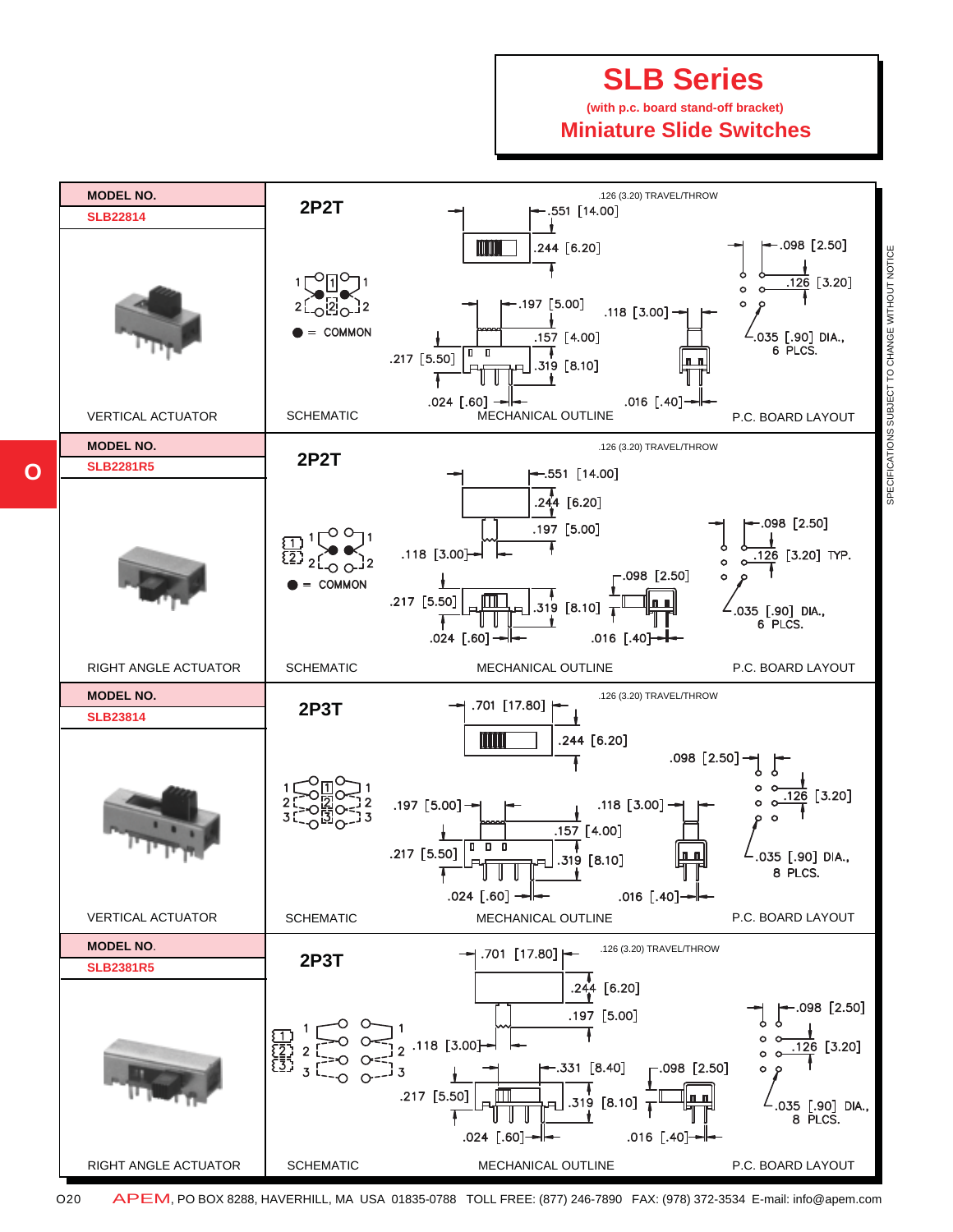# SLB Series

**(with p.c. board stand-off bracket)**

## Miniature Slide Switches

| MODEL NO. | | | |
|---|---|---|---|
| **SLB22814** | **2P2T** | .126 (3.20) TRAVEL/THROW | |
| VERTICAL ACTUATOR | SCHEMATIC | MECHANICAL OUTLINE | P.C. BOARD LAYOUT |

Schematic: ● = COMMON

Mechanical outline: .551 [14.00]; .244 [6.20]; .197 [5.00]; .157 [4.00]; .217 [5.50]; .319 [8.10]; .024 [.60]; .118 [3.00]; .016 [.40]

P.C. board layout: .098 [2.50]; .126 [3.20]; .035 [.90] DIA., 6 PLCS.

| MODEL NO. | | | |
|---|---|---|---|
| **SLB2281R5** | **2P2T** | .126 (3.20) TRAVEL/THROW | |
| RIGHT ANGLE ACTUATOR | SCHEMATIC | MECHANICAL OUTLINE | P.C. BOARD LAYOUT |

Schematic: ● = COMMON

Mechanical outline: .551 [14.00]; .244 [6.20]; .197 [5.00]; .118 [3.00]; .217 [5.50]; .319 [8.10]; .098 [2.50]; .024 [.60]; .016 [.40]

P.C. board layout: .098 [2.50]; .126 [3.20] TYP.; .035 [.90] DIA., 6 PLCS.

| MODEL NO. | | | |
|---|---|---|---|
| **SLB23814** | **2P3T** | .126 (3.20) TRAVEL/THROW | |
| VERTICAL ACTUATOR | SCHEMATIC | MECHANICAL OUTLINE | P.C. BOARD LAYOUT |

Mechanical outline: .701 [17.80]; .244 [6.20]; .197 [5.00]; .118 [3.00]; .157 [4.00]; .217 [5.50]; .319 [8.10]; .024 [.60]; .016 [.40]

P.C. board layout: .098 [2.50]; .126 [3.20]; .035 [.90] DIA., 8 PLCS.

| MODEL NO. | | | |
|---|---|---|---|
| **SLB2381R5** | **2P3T** | .126 (3.20) TRAVEL/THROW | |
| RIGHT ANGLE ACTUATOR | SCHEMATIC | MECHANICAL OUTLINE | P.C. BOARD LAYOUT |

Mechanical outline: .701 [17.80]; .244 [6.20]; .197 [5.00]; .118 [3.00]; .331 [8.40]; .098 [2.50]; .217 [5.50]; .319 [8.10]; .024 [.60]; .016 [.40]

P.C. board layout: .098 [2.50]; .126 [3.20]; .035 [.90] DIA., 8 PLCS.

SPECIFICATIONS SUBJECT TO CHANGE WITHOUT NOTICE

APEM, PO BOX 8288, HAVERHILL, MA USA 01835-0788 TOLL FREE: (877) 246-7890 FAX: (978) 372-3534 E-mail: info@apem.com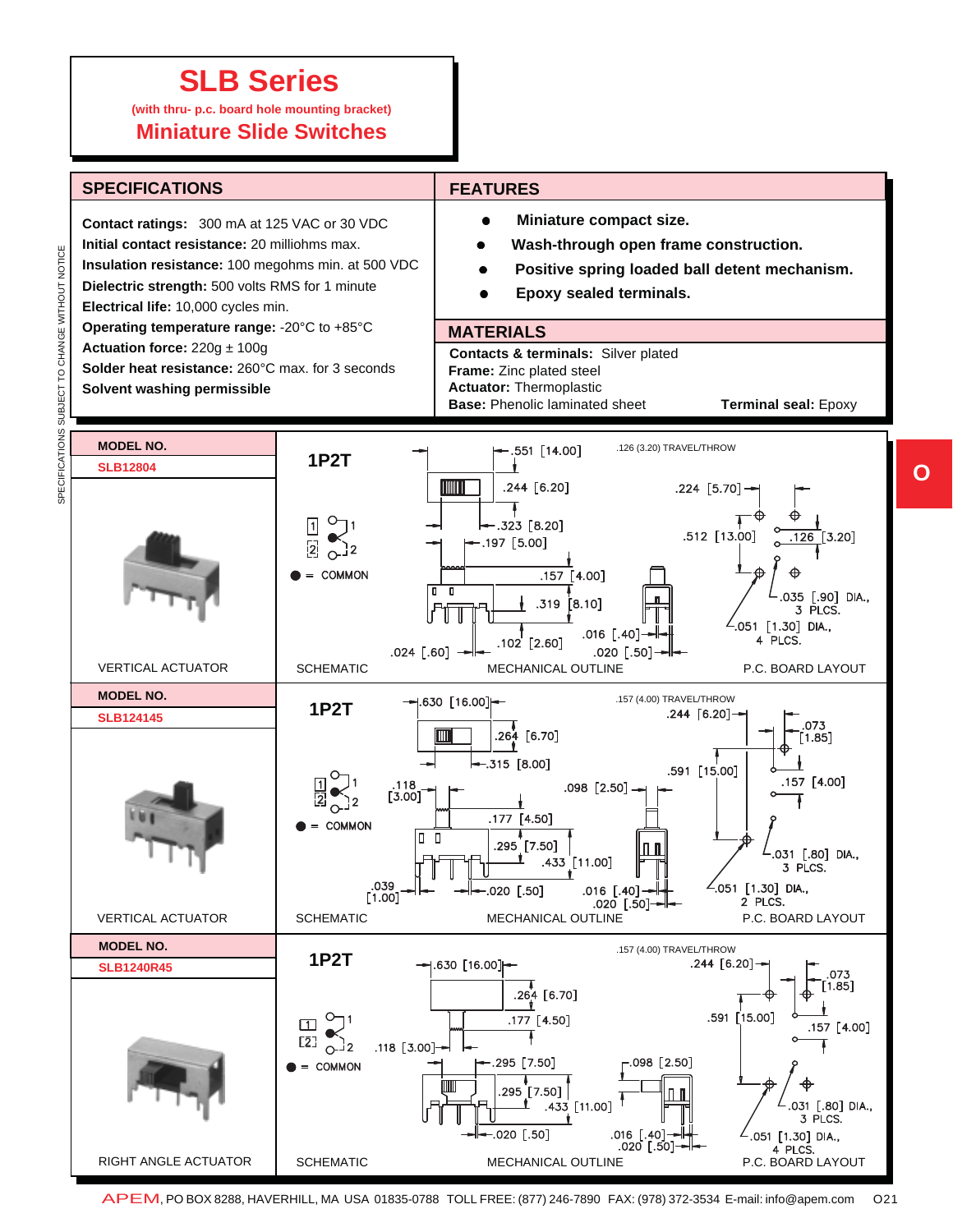# SLB Series

(with thru- p.c. board hole mounting bracket)

## Miniature Slide Switches

## SPECIFICATIONS

**Contact ratings:** 300 mA at 125 VAC or 30 VDC
**Initial contact resistance:** 20 milliohms max.
**Insulation resistance:** 100 megohms min. at 500 VDC
**Dielectric strength:** 500 volts RMS for 1 minute
**Electrical life:** 10,000 cycles min.
**Operating temperature range:** -20°C to +85°C
**Actuation force:** 220g ± 100g
**Solder heat resistance:** 260°C max. for 3 seconds
**Solvent washing permissible**

## FEATURES

- **Miniature compact size.**
- **Wash-through open frame construction.**
- **Positive spring loaded ball detent mechanism.**
- **Epoxy sealed terminals.**

## MATERIALS

**Contacts & terminals:** Silver plated
**Frame:** Zinc plated steel
**Actuator:** Thermoplastic
**Base:** Phenolic laminated sheet
**Terminal seal:** Epoxy

SPECIFICATIONS SUBJECT TO CHANGE WITHOUT NOTICE

O

---

**MODEL NO.**
**SLB12804**

VERTICAL ACTUATOR

SCHEMATIC: 1P2T — 1, 2; ● = COMMON

MECHANICAL OUTLINE: .551 [14.00]; .244 [6.20]; .323 [8.20]; .197 [5.00]; .157 [4.00]; .319 [8.10]; .102 [2.60]; .024 [.60]; .016 [.40]; .020 [.50]; .126 (3.20) TRAVEL/THROW

P.C. BOARD LAYOUT: .224 [5.70]; .512 [13.00]; .126 [3.20]; .035 [.90] DIA., 3 PLCS.; .051 [1.30] DIA., 4 PLCS.

---

**MODEL NO.**
**SLB124145**

VERTICAL ACTUATOR

SCHEMATIC: 1P2T — 1, 2; ● = COMMON

MECHANICAL OUTLINE: .630 [16.00]; .264 [6.70]; .315 [8.00]; .118 [3.00]; .177 [4.50]; .295 [7.50]; .433 [11.00]; .039 [1.00]; .020 [.50]; .098 [2.50]; .016 [.40]; .020 [.50]; .157 (4.00) TRAVEL/THROW

P.C. BOARD LAYOUT: .244 [6.20]; .073 [1.85]; .591 [15.00]; .157 [4.00]; .031 [.80] DIA., 3 PLCS.; .051 [1.30] DIA., 2 PLCS.

---

**MODEL NO.**
**SLB1240R45**

RIGHT ANGLE ACTUATOR

SCHEMATIC: 1P2T — 1, 2; ● = COMMON

MECHANICAL OUTLINE: .630 [16.00]; .264 [6.70]; .177 [4.50]; .118 [3.00]; .295 [7.50]; .295 [7.50]; .433 [11.00]; .020 [.50]; .098 [2.50]; .016 [.40]; .020 [.50]; .157 (4.00) TRAVEL/THROW

P.C. BOARD LAYOUT: .244 [6.20]; .073 [1.85]; .591 [15.00]; .157 [4.00]; .031 [.80] DIA., 3 PLCS.; .051 [1.30] DIA., 4 PLCS.

---

APEM, PO BOX 8288, HAVERHILL, MA USA 01835-0788 TOLL FREE: (877) 246-7890 FAX: (978) 372-3534 E-mail: info@apem.com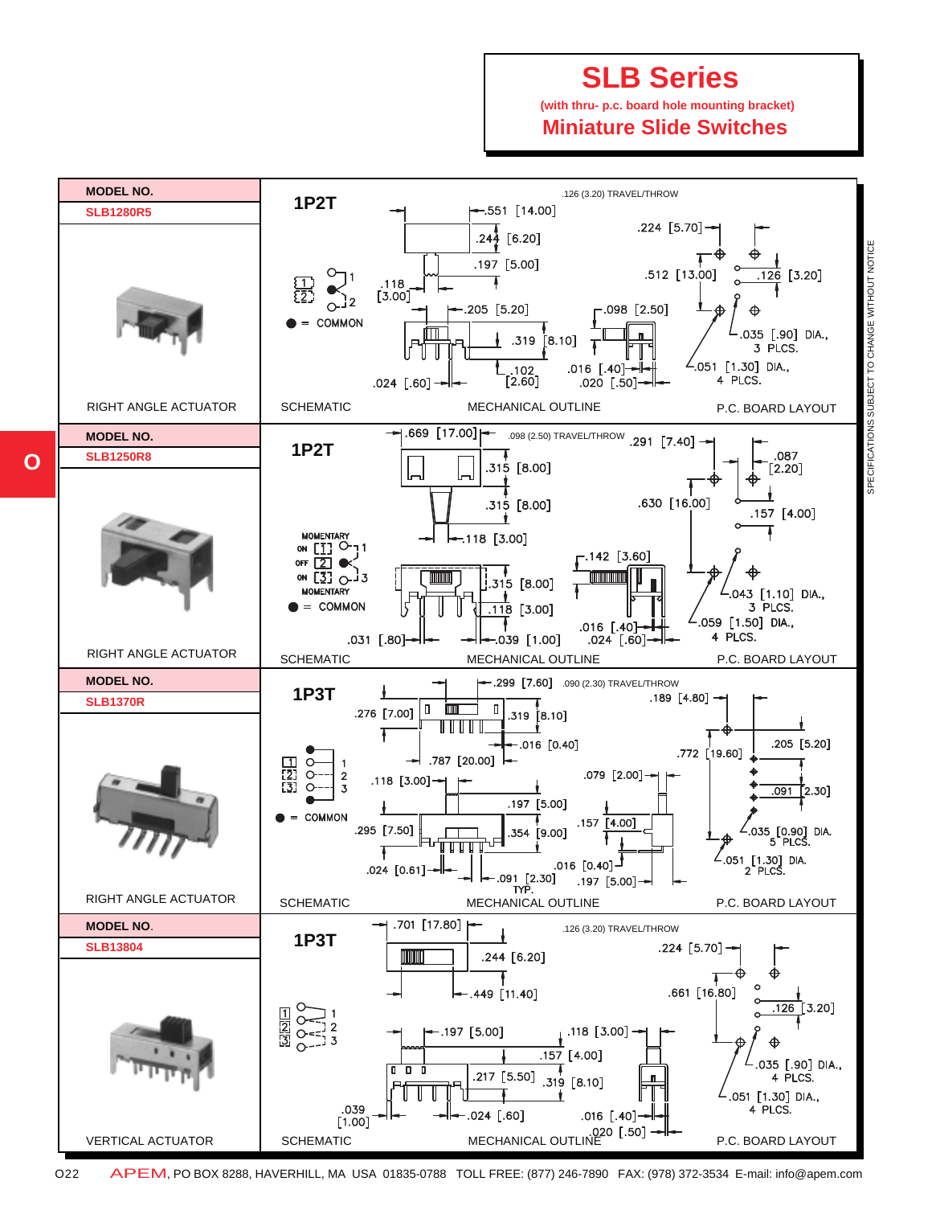# SLB Series

**(with thru- p.c. board hole mounting bracket)**

## Miniature Slide Switches

| MODEL NO. | SCHEMATIC | MECHANICAL OUTLINE | P.C. BOARD LAYOUT |
|---|---|---|---|
| **SLB1280R5** RIGHT ANGLE ACTUATOR | 1P2T; [1] [2] 1, 2; ● = COMMON | .126 (3.20) TRAVEL/THROW; .551 [14.00]; .244 [6.20]; .197 [5.00]; .118 [3.00]; .205 [5.20]; .319 [8.10]; .102 [2.60]; .024 [.60]; .098 [2.50]; .016 [.40]; .020 [.50] | .224 [5.70]; .512 [13.00]; .126 [3.20]; .035 [.90] DIA., 3 PLCS.; .051 [1.30] DIA., 4 PLCS. |
| **SLB1250R8** RIGHT ANGLE ACTUATOR | 1P2T; MOMENTARY ON [1]; OFF [2]; ON [3] MOMENTARY; 1, 3; ● = COMMON | .669 [17.00]; .098 (2.50) TRAVEL/THROW; .315 [8.00]; .315 [8.00]; .118 [3.00]; .142 [3.60]; .315 [8.00]; .118 [3.00]; .031 [.80]; .039 [1.00]; .016 [.40]; .024 [.60] | .291 [7.40]; .087 [2.20]; .630 [16.00]; .157 [4.00]; .043 [1.10] DIA., 3 PLCS.; .059 [1.50] DIA., 4 PLCS. |
| **SLB1370R** RIGHT ANGLE ACTUATOR | 1P3T; [1] [2] [3] 1, 2, 3; ● = COMMON | .299 [7.60]; .090 (2.30) TRAVEL/THROW; .276 [7.00]; .319 [8.10]; .016 [0.40]; .787 [20.00]; .118 [3.00]; .197 [5.00]; .079 [2.00]; .157 [4.00]; .295 [7.50]; .354 [9.00]; .016 [0.40]; .024 [0.61]; .091 [2.30] TYP.; .197 [5.00] | .189 [4.80]; .772 [19.60]; .205 [5.20]; .091 [2.30]; .035 [0.90] DIA. 5 PLCS.; .051 [1.30] DIA. 2 PLCS. |
| **SLB13804** VERTICAL ACTUATOR | 1P3T; [1] [2] [3] 1, 2, 3 | .701 [17.80]; .126 (3.20) TRAVEL/THROW; .244 [6.20]; .449 [11.40]; .197 [5.00]; .118 [3.00]; .157 [4.00]; .217 [5.50]; .319 [8.10]; .039 [1.00]; .024 [.60]; .016 [.40]; .020 [.50] | .224 [5.70]; .661 [16.80]; .126 [3.20]; .035 [.90] DIA., 4 PLCS.; .051 [1.30] DIA., 4 PLCS. |

SPECIFICATIONS SUBJECT TO CHANGE WITHOUT NOTICE

APEM, PO BOX 8288, HAVERHILL, MA USA 01835-0788 TOLL FREE: (877) 246-7890 FAX: (978) 372-3534 E-mail: info@apem.com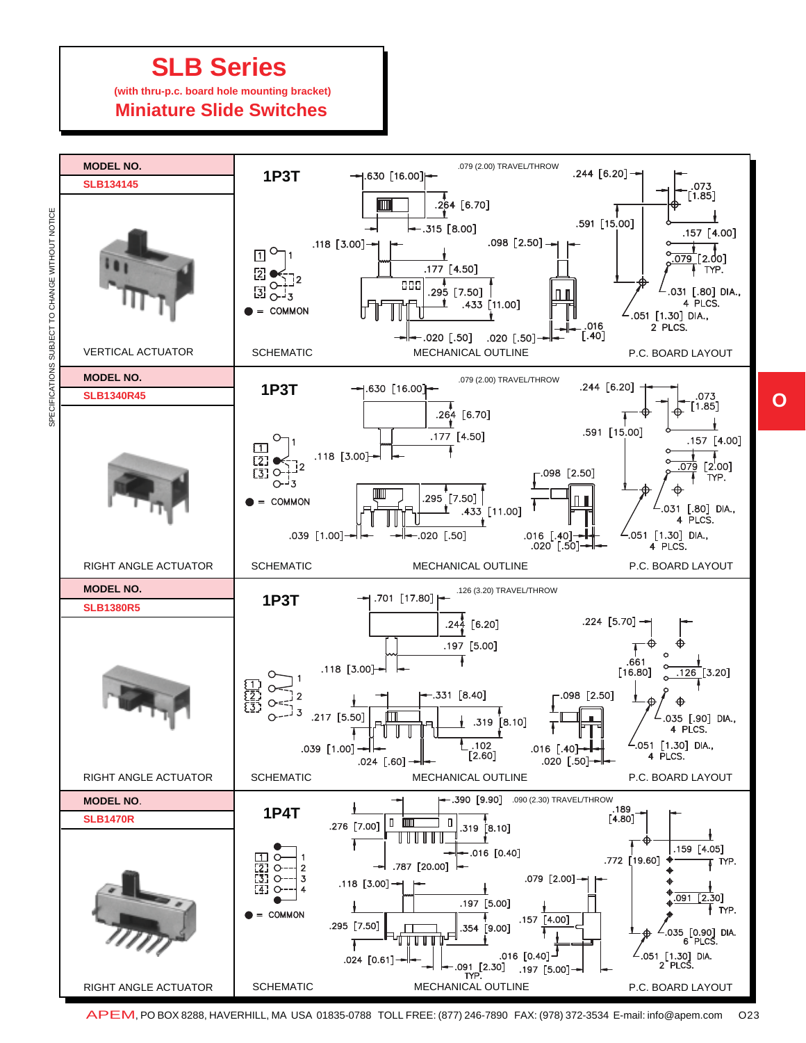# SLB Series

(with thru-p.c. board hole mounting bracket)

## Miniature Slide Switches

SPECIFICATIONS SUBJECT TO CHANGE WITHOUT NOTICE

---

**MODEL NO.**

**SLB134145**

VERTICAL ACTUATOR

**1P3T**

SCHEMATIC: 1, 2, 3; ● = COMMON

MECHANICAL OUTLINE: .630 [16.00]; .079 (2.00) TRAVEL/THROW; .264 [6.70]; .315 [8.00]; .118 [3.00]; .098 [2.50]; .177 [4.50]; .295 [7.50]; .433 [11.00]; .020 [.50]; .020 [.50]; .016 [.40]

P.C. BOARD LAYOUT: .244 [6.20]; .073 [1.85]; .591 [15.00]; .157 [4.00]; .079 [2.00] TYP.; .031 [.80] DIA., 4 PLCS.; .051 [1.30] DIA., 2 PLCS.

---

**MODEL NO.**

**SLB1340R45**

RIGHT ANGLE ACTUATOR

**1P3T**

SCHEMATIC: 1, 2, 3; ● = COMMON

MECHANICAL OUTLINE: .630 [16.00]; .079 (2.00) TRAVEL/THROW; .264 [6.70]; .177 [4.50]; .118 [3.00]; .098 [2.50]; .295 [7.50]; .433 [11.00]; .039 [1.00]; .020 [.50]; .016 [.40]; .020 [.50]

P.C. BOARD LAYOUT: .244 [6.20]; .073 [1.85]; .591 [15.00]; .157 [4.00]; .079 [2.00] TYP.; .031 [.80] DIA., 4 PLCS.; .051 [1.30] DIA., 4 PLCS.

---

**MODEL NO.**

**SLB1380R5**

RIGHT ANGLE ACTUATOR

**1P3T**

SCHEMATIC: 1, 2, 3

MECHANICAL OUTLINE: .701 [17.80]; .126 (3.20) TRAVEL/THROW; .244 [6.20]; .197 [5.00]; .118 [3.00]; .331 [8.40]; .098 [2.50]; .217 [5.50]; .319 [8.10]; .102 [2.60]; .039 [1.00]; .024 [.60]; .016 [.40]; .020 [.50]

P.C. BOARD LAYOUT: .224 [5.70]; .661 [16.80]; .126 [3.20]; .035 [.90] DIA., 4 PLCS.; .051 [1.30] DIA., 4 PLCS.

---

**MODEL NO.**

**SLB1470R**

RIGHT ANGLE ACTUATOR

**1P4T**

SCHEMATIC: 1, 2, 3, 4; ● = COMMON

MECHANICAL OUTLINE: .390 [9.90]; .090 (2.30) TRAVEL/THROW; .276 [7.00]; .319 [8.10]; .016 [0.40]; .787 [20.00]; .118 [3.00]; .079 [2.00]; .197 [5.00]; .157 [4.00]; .295 [7.50]; .354 [9.00]; .016 [0.40]; .024 [0.61]; .091 [2.30] TYP.; .197 [5.00]

P.C. BOARD LAYOUT: .189 [4.80]; .772 [19.60]; .159 [4.05] TYP.; .091 [2.30] TYP.; .035 [0.90] DIA. 6 PLCS.; .051 [1.30] DIA. 2 PLCS.

---

APEM, PO BOX 8288, HAVERHILL, MA USA 01835-0788 TOLL FREE: (877) 246-7890 FAX: (978) 372-3534 E-mail: info@apem.com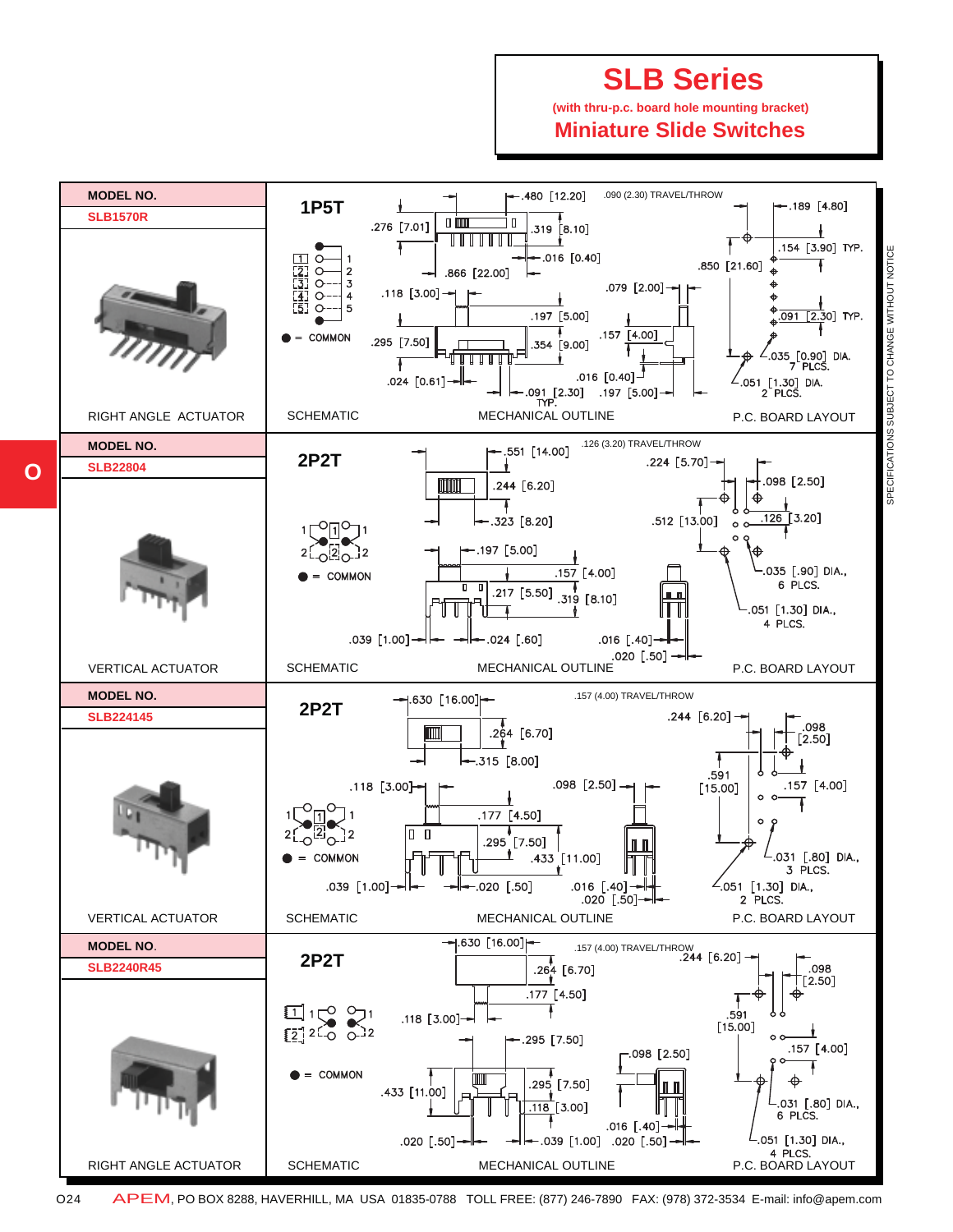# SLB Series

(with thru-p.c. board hole mounting bracket)

## Miniature Slide Switches

| MODEL NO. | | | |
|---|---|---|---|
| **SLB1570R** | **1P5T** | .090 (2.30) TRAVEL/THROW | |
| RIGHT ANGLE ACTUATOR | SCHEMATIC | MECHANICAL OUTLINE | P.C. BOARD LAYOUT |

1P5T — ● = COMMON

Mechanical outline: .480 [12.20], .276 [7.01], .319 [8.10], .016 [0.40], .866 [22.00], .118 [3.00], .197 [5.00], .295 [7.50], .354 [9.00], .024 [0.61], .091 [2.30] TYP., .079 [2.00], .157 [4.00], .016 [0.40], .197 [5.00]

P.C. board layout: .189 [4.80], .154 [3.90] TYP., .850 [21.60], .091 [2.30] TYP., .035 [0.90] DIA. 7 PLCS., .051 [1.30] DIA. 2 PLCS.

| MODEL NO. | | | |
|---|---|---|---|
| **SLB22804** | **2P2T** | .126 (3.20) TRAVEL/THROW | |
| VERTICAL ACTUATOR | SCHEMATIC | MECHANICAL OUTLINE | P.C. BOARD LAYOUT |

2P2T — ● = COMMON

Mechanical outline: .551 [14.00], .244 [6.20], .323 [8.20], .197 [5.00], .157 [4.00], .217 [5.50], .319 [8.10], .039 [1.00], .024 [.60], .016 [.40], .020 [.50]

P.C. board layout: .224 [5.70], .098 [2.50], .512 [13.00], .126 [3.20], .035 [.90] DIA., 6 PLCS., .051 [1.30] DIA., 4 PLCS.

| MODEL NO. | | | |
|---|---|---|---|
| **SLB224145** | **2P2T** | .157 (4.00) TRAVEL/THROW | |
| VERTICAL ACTUATOR | SCHEMATIC | MECHANICAL OUTLINE | P.C. BOARD LAYOUT |

2P2T — ● = COMMON

Mechanical outline: .630 [16.00], .264 [6.70], .315 [8.00], .118 [3.00], .098 [2.50], .177 [4.50], .295 [7.50], .433 [11.00], .039 [1.00], .020 [.50], .016 [.40], .020 [.50]

P.C. board layout: .244 [6.20], .098 [2.50], .591 [15.00], .157 [4.00], .031 [.80] DIA., 3 PLCS., .051 [1.30] DIA., 2 PLCS.

| MODEL NO. | | | |
|---|---|---|---|
| **SLB2240R45** | **2P2T** | .157 (4.00) TRAVEL/THROW | |
| RIGHT ANGLE ACTUATOR | SCHEMATIC | MECHANICAL OUTLINE | P.C. BOARD LAYOUT |

2P2T — ● = COMMON

Mechanical outline: .630 [16.00], .264 [6.70], .177 [4.50], .118 [3.00], .295 [7.50], .098 [2.50], .433 [11.00], .295 [7.50], .118 [3.00], .016 [.40], .020 [.50], .039 [1.00], .020 [.50]

P.C. board layout: .244 [6.20], .098 [2.50], .591 [15.00], .157 [4.00], .031 [.80] DIA., 6 PLCS., .051 [1.30] DIA., 4 PLCS.

SPECIFICATIONS SUBJECT TO CHANGE WITHOUT NOTICE

APEM, PO BOX 8288, HAVERHILL, MA USA 01835-0788 TOLL FREE: (877) 246-7890 FAX: (978) 372-3534 E-mail: info@apem.com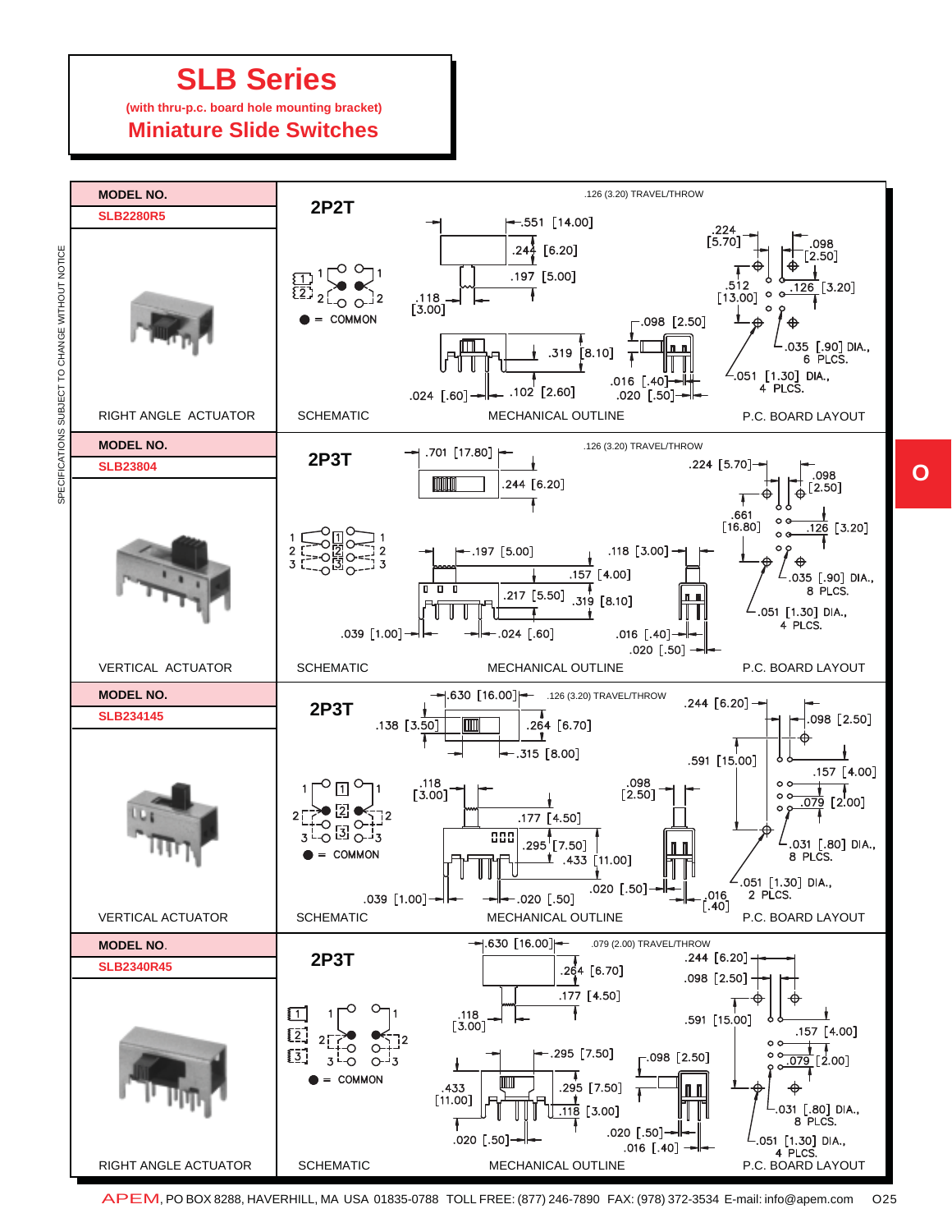# SLB Series

(with thru-p.c. board hole mounting bracket)

## Miniature Slide Switches

SPECIFICATIONS SUBJECT TO CHANGE WITHOUT NOTICE

O

---

**MODEL NO.**

**SLB2280R5**

RIGHT ANGLE ACTUATOR

**2P2T**

● = COMMON

SCHEMATIC

.126 (3.20) TRAVEL/THROW

.551 [14.00]
.244 [6.20]
.197 [5.00]
.118 [3.00]
.319 [8.10]
.098 [2.50]
.024 [.60]
.102 [2.60]
.016 [.40]
.020 [.50]

MECHANICAL OUTLINE

.224 [5.70]
.098 [2.50]
.512 [13.00]
.126 [3.20]
.035 [.90] DIA., 6 PLCS.
.051 [1.30] DIA., 4 PLCS.

P.C. BOARD LAYOUT

---

**MODEL NO.**

**SLB23804**

VERTICAL ACTUATOR

**2P3T**

SCHEMATIC

.126 (3.20) TRAVEL/THROW

.701 [17.80]
.244 [6.20]
.197 [5.00]
.118 [3.00]
.157 [4.00]
.217 [5.50]
.319 [8.10]
.039 [1.00]
.024 [.60]
.016 [.40]
.020 [.50]

MECHANICAL OUTLINE

.224 [5.70]
.098 [2.50]
.661 [16.80]
.126 [3.20]
.035 [.90] DIA., 8 PLCS.
.051 [1.30] DIA., 4 PLCS.

P.C. BOARD LAYOUT

---

**MODEL NO.**

**SLB234145**

VERTICAL ACTUATOR

**2P3T**

● = COMMON

SCHEMATIC

.126 (3.20) TRAVEL/THROW

.630 [16.00]
.138 [3.50]
.264 [6.70]
.315 [8.00]
.118 [3.00]
.177 [4.50]
.098 [2.50]
.295 [7.50]
.433 [11.00]
.020 [.50]
.039 [1.00]
.020 [.50]
.016 [.40]

MECHANICAL OUTLINE

.244 [6.20]
.098 [2.50]
.591 [15.00]
.157 [4.00]
.079 [2.00]
.031 [.80] DIA., 8 PLCS.
.051 [1.30] DIA., 2 PLCS.

P.C. BOARD LAYOUT

---

**MODEL NO.**

**SLB2340R45**

RIGHT ANGLE ACTUATOR

**2P3T**

● = COMMON

SCHEMATIC

.079 (2.00) TRAVEL/THROW

.630 [16.00]
.264 [6.70]
.177 [4.50]
.118 [3.00]
.295 [7.50]
.098 [2.50]
.433 [11.00]
.295 [7.50]
.118 [3.00]
.020 [.50]
.020 [.50]
.016 [.40]

MECHANICAL OUTLINE

.244 [6.20]
.098 [2.50]
.591 [15.00]
.157 [4.00]
.079 [2.00]
.031 [.80] DIA., 8 PLCS.
.051 [1.30] DIA., 4 PLCS.

P.C. BOARD LAYOUT

---

APEM, PO BOX 8288, HAVERHILL, MA USA 01835-0788 TOLL FREE: (877) 246-7890 FAX: (978) 372-3534 E-mail: info@apem.com